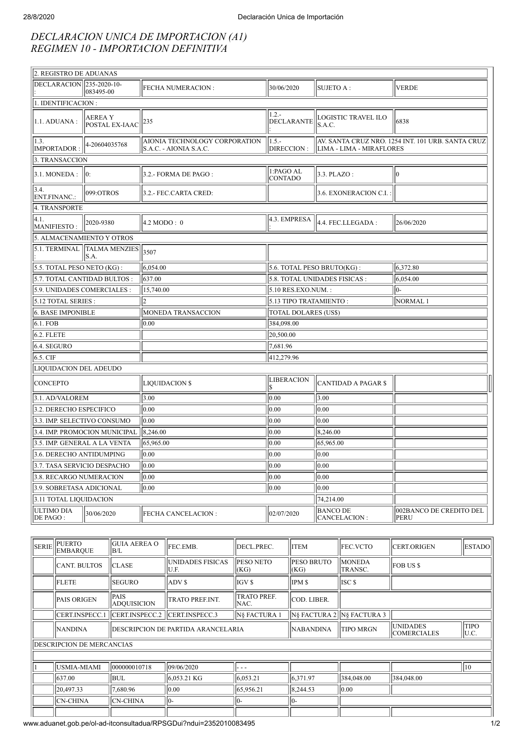# *DECLARACION UNICA DE IMPORTACION (A1)*
# *REGIMEN 10 - IMPORTACION DEFINITIVA*

| 2. REGISTRO DE ADUANAS | | | | | |
|---|---|---|---|---|---|
| DECLARACION : | 235-2020-10-083495-00 | FECHA NUMERACION : | 30/06/2020 | SUJETO A : | VERDE |
| 1. IDENTIFICACION : | | | | | |
| 1.1. ADUANA : | AEREA Y POSTAL EX-IAAC | 235 | 1.2.- DECLARANTE : | LOGISTIC TRAVEL ILO S.A.C. | 6838 |
| 1.3. IMPORTADOR : | 4-20604035768 | AIONIA TECHNOLOGY CORPORATION S.A.C. - AIONIA S.A.C. | 1.5.- DIRECCION : | AV. SANTA CRUZ NRO. 1254 INT. 101 URB. SANTA CRUZ LIMA - LIMA - MIRAFLORES | |
| 3. TRANSACCION | | | | | |
| 3.1. MONEDA : | 0: | 3.2.- FORMA DE PAGO : | 1:PAGO AL CONTADO | 3.3. PLAZO : | 0 |
| 3.4. ENT.FINANC.: | 099:OTROS | 3.2.- FEC.CARTA CRED: | | 3.6. EXONERACION C.I. : | |
| 4. TRANSPORTE | | | | | |
| 4.1. MANIFIESTO : | 2020-9380 | 4.2 MODO : 0 | 4.3. EMPRESA : | 4.4. FEC.LLEGADA : | 26/06/2020 |
| 5. ALMACENAMIENTO Y OTROS | | | | | |
| 5.1. TERMINAL : | TALMA MENZIES S.A. | 3507 | | | |
| 5.5. TOTAL PESO NETO (KG) : | | 6,054.00 | 5.6. TOTAL PESO BRUTO(KG) : | | 6,372.80 |
| 5.7. TOTAL CANTIDAD BULTOS : | | 637.00 | 5.8. TOTAL UNIDADES FISICAS : | | 6,054.00 |
| 5.9. UNIDADES COMERCIALES : | | 15,740.00 | 5.10 RES.EXO.NUM. : | | 0- |
| 5.12 TOTAL SERIES : | | 2 | 5.13 TIPO TRATAMIENTO : | | NORMAL 1 |
| 6. BASE IMPONIBLE | | MONEDA TRANSACCION | TOTAL DOLARES (US$) | | |
| 6.1. FOB | | 0.00 | 384,098.00 | | |
| 6.2. FLETE | | | 20,500.00 | | |
| 6.4. SEGURO | | | 7,681.96 | | |
| 6.5. CIF | | | 412,279.96 | | |
| LIQUIDACION DEL ADEUDO | | | | | |
| CONCEPTO | | LIQUIDACION $ | LIBERACION $ | CANTIDAD A PAGAR $ | |
| 3.1. AD/VALOREM | | 3.00 | 0.00 | 3.00 | |
| 3.2. DERECHO ESPECIFICO | | 0.00 | 0.00 | 0.00 | |
| 3.3. IMP. SELECTIVO CONSUMO | | 0.00 | 0.00 | 0.00 | |
| 3.4. IMP. PROMOCION MUNICIPAL | | 8,246.00 | 0.00 | 8,246.00 | |
| 3.5. IMP. GENERAL A LA VENTA | | 65,965.00 | 0.00 | 65,965.00 | |
| 3.6. DERECHO ANTIDUMPING | | 0.00 | 0.00 | 0.00 | |
| 3.7. TASA SERVICIO DESPACHO | | 0.00 | 0.00 | 0.00 | |
| 3.8. RECARGO NUMERACION | | 0.00 | 0.00 | 0.00 | |
| 3.9. SOBRETASA ADICIONAL | | 0.00 | 0.00 | 0.00 | |
| 3.11 TOTAL LIQUIDACION | | | | 74,214.00 | |
| ULTIMO DIA DE PAGO : | 30/06/2020 | FECHA CANCELACION : | 02/07/2020 | BANCO DE CANCELACION : | 002BANCO DE CREDITO DEL PERU |

| SERIE | PUERTO EMBARQUE | GUIA AEREA O B/L | FEC.EMB. | DECL.PREC. | ITEM | FEC.VCTO | CERT.ORIGEN | ESTADO |
|---|---|---|---|---|---|---|---|---|
| | CANT. BULTOS | CLASE | UNIDADES FISICAS U.F. | PESO NETO (KG) | PESO BRUTO (KG) | MONEDA TRANSC. | FOB US $ | |
| | FLETE | SEGURO | ADV $ | IGV $ | IPM $ | ISC $ | | |
| | PAIS ORIGEN | PAIS ADQUISICION | TRATO PREF.INT. | TRATO PREF. NAC. | COD. LIBER. | | | |
| | CERT.INSPECC.1 | CERT.INSPECC.2 | CERT.INSPECC.3 | N§ FACTURA 1 | N§ FACTURA 2 | N§ FACTURA 3 | | |
| | NANDINA | DESCRIPCION DE PARTIDA ARANCELARIA | | | NABANDINA | TIPO MRGN | UNIDADES COMERCIALES | TIPO U.C. |
| DESCRIPCION DE MERCANCIAS | | | | | | | | |
| | | | | | | | | |
| 1 | USMIA-MIAMI | 000000010718 | 09/06/2020 | - - - | | | | 10 |
| | 637.00 | BUL | 6,053.21 KG | 6,053.21 | 6,371.97 | 384,048.00 | 384,048.00 | |
| | 20,497.33 | 7,680.96 | 0.00 | 65,956.21 | 8,244.53 | 0.00 | | |
| | CN-CHINA | CN-CHINA | 0- | 0- | 0- | | | |
| | | | | | | | | |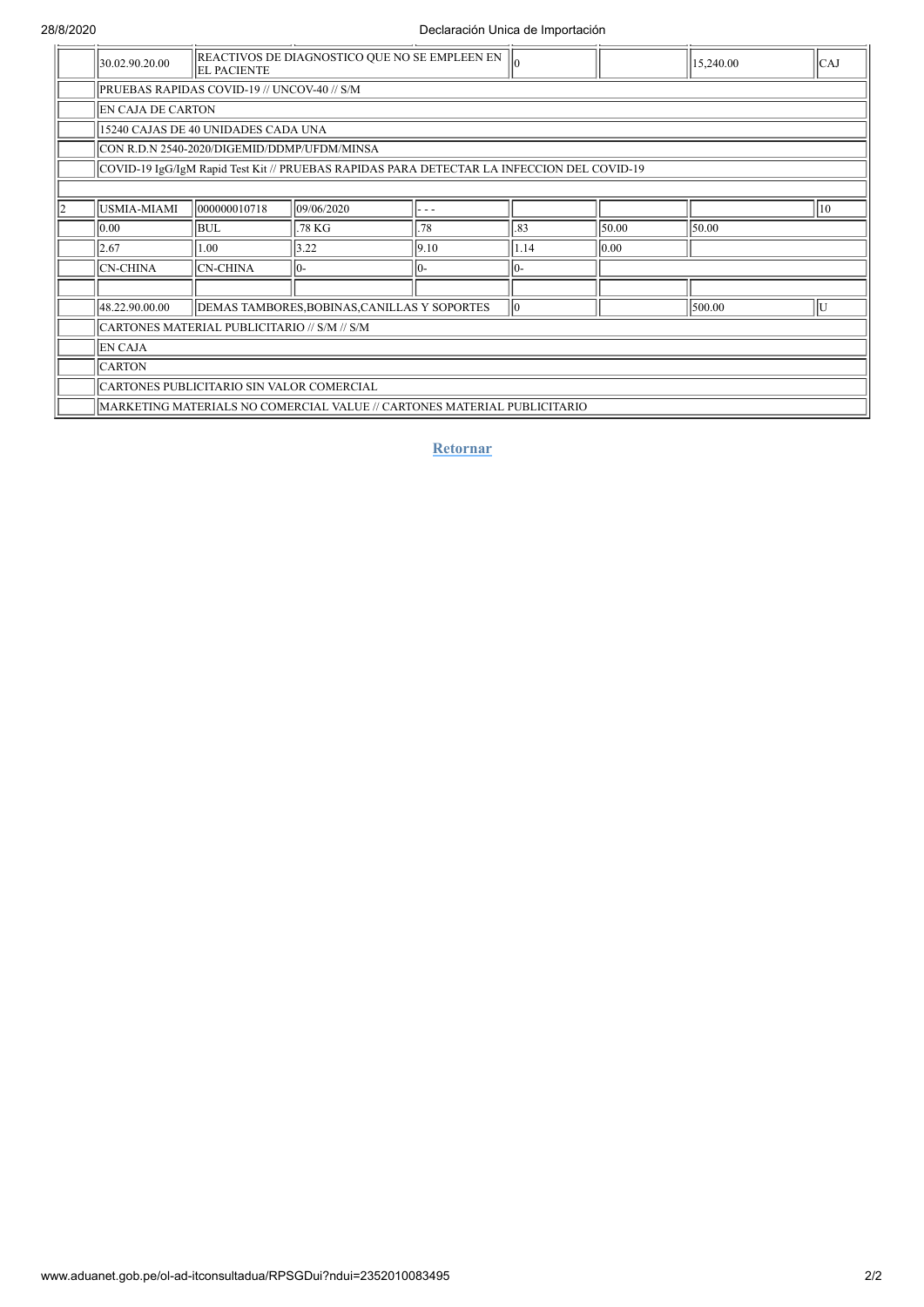| | | | | | | | | |
|---|---|---|---|---|---|---|---|---|
| | 30.02.90.20.00 | REACTIVOS DE DIAGNOSTICO QUE NO SE EMPLEEN EN EL PACIENTE | | 0 | | 15,240.00 | | CAJ |
| | PRUEBAS RAPIDAS COVID-19 // UNCOV-40 // S/M | | | | | | | |
| | EN CAJA DE CARTON | | | | | | | |
| | 15240 CAJAS DE 40 UNIDADES CADA UNA | | | | | | | |
| | CON R.D.N 2540-2020/DIGEMID/DDMP/UFDM/MINSA | | | | | | | |
| | COVID-19 IgG/IgM Rapid Test Kit // PRUEBAS RAPIDAS PARA DETECTAR LA INFECCION DEL COVID-19 | | | | | | | |
| | | | | | | | | |
| 2 | USMIA-MIAMI | 000000010718 | 09/06/2020 | - - - | | | | 10 |
| | 0.00 | BUL | .78 KG | .78 | .83 | 50.00 | 50.00 | |
| | 2.67 | 1.00 | 3.22 | 9.10 | 1.14 | 0.00 | | |
| | CN-CHINA | CN-CHINA | 0- | 0- | 0- | | | |
| | | | | | | | | |
| | 48.22.90.00.00 | DEMAS TAMBORES,BOBINAS,CANILLAS Y SOPORTES | | 0 | | 500.00 | | U |
| | CARTONES MATERIAL PUBLICITARIO // S/M // S/M | | | | | | | |
| | EN CAJA | | | | | | | |
| | CARTON | | | | | | | |
| | CARTONES PUBLICITARIO SIN VALOR COMERCIAL | | | | | | | |
| | MARKETING MATERIALS NO COMERCIAL VALUE // CARTONES MATERIAL PUBLICITARIO | | | | | | | |

**Retornar**